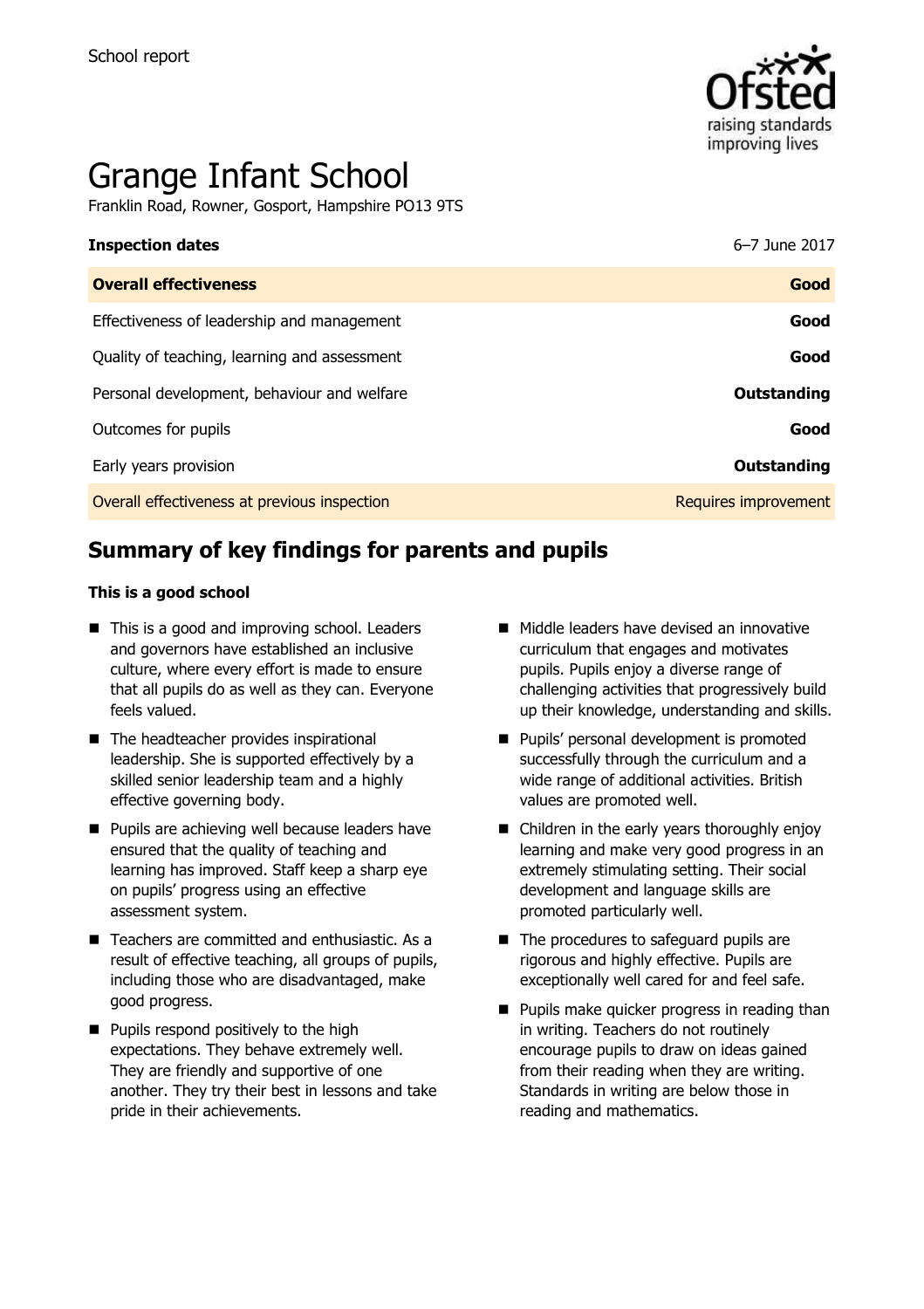School report

# Grange Infant School

Franklin Road, Rowner, Gosport, Hampshire PO13 9TS

| **Inspection dates** | 6–7 June 2017 |
|---|---|
| **Overall effectiveness** | **Good** |
| Effectiveness of leadership and management | **Good** |
| Quality of teaching, learning and assessment | **Good** |
| Personal development, behaviour and welfare | **Outstanding** |
| Outcomes for pupils | **Good** |
| Early years provision | **Outstanding** |
| Overall effectiveness at previous inspection | Requires improvement |

## Summary of key findings for parents and pupils

**This is a good school**

- This is a good and improving school. Leaders and governors have established an inclusive culture, where every effort is made to ensure that all pupils do as well as they can. Everyone feels valued.
- The headteacher provides inspirational leadership. She is supported effectively by a skilled senior leadership team and a highly effective governing body.
- Pupils are achieving well because leaders have ensured that the quality of teaching and learning has improved. Staff keep a sharp eye on pupils' progress using an effective assessment system.
- Teachers are committed and enthusiastic. As a result of effective teaching, all groups of pupils, including those who are disadvantaged, make good progress.
- Pupils respond positively to the high expectations. They behave extremely well. They are friendly and supportive of one another. They try their best in lessons and take pride in their achievements.
- Middle leaders have devised an innovative curriculum that engages and motivates pupils. Pupils enjoy a diverse range of challenging activities that progressively build up their knowledge, understanding and skills.
- Pupils' personal development is promoted successfully through the curriculum and a wide range of additional activities. British values are promoted well.
- Children in the early years thoroughly enjoy learning and make very good progress in an extremely stimulating setting. Their social development and language skills are promoted particularly well.
- The procedures to safeguard pupils are rigorous and highly effective. Pupils are exceptionally well cared for and feel safe.
- Pupils make quicker progress in reading than in writing. Teachers do not routinely encourage pupils to draw on ideas gained from their reading when they are writing. Standards in writing are below those in reading and mathematics.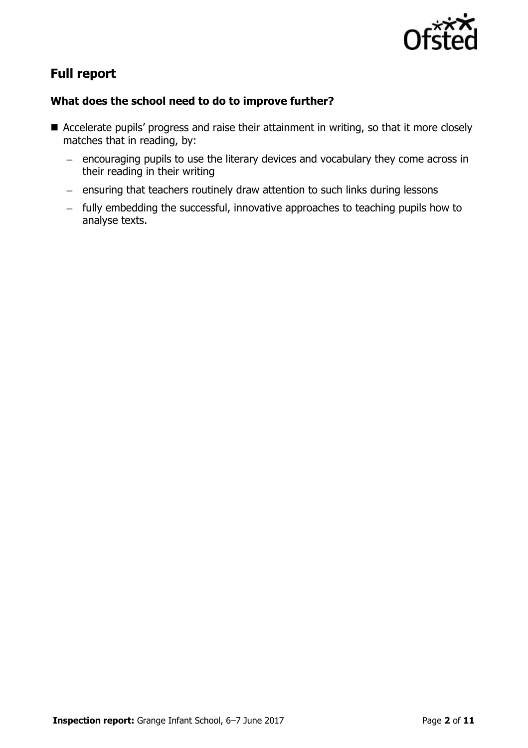## Full report

### What does the school need to do to improve further?

- Accelerate pupils' progress and raise their attainment in writing, so that it more closely matches that in reading, by:
  - encouraging pupils to use the literary devices and vocabulary they come across in their reading in their writing
  - ensuring that teachers routinely draw attention to such links during lessons
  - fully embedding the successful, innovative approaches to teaching pupils how to analyse texts.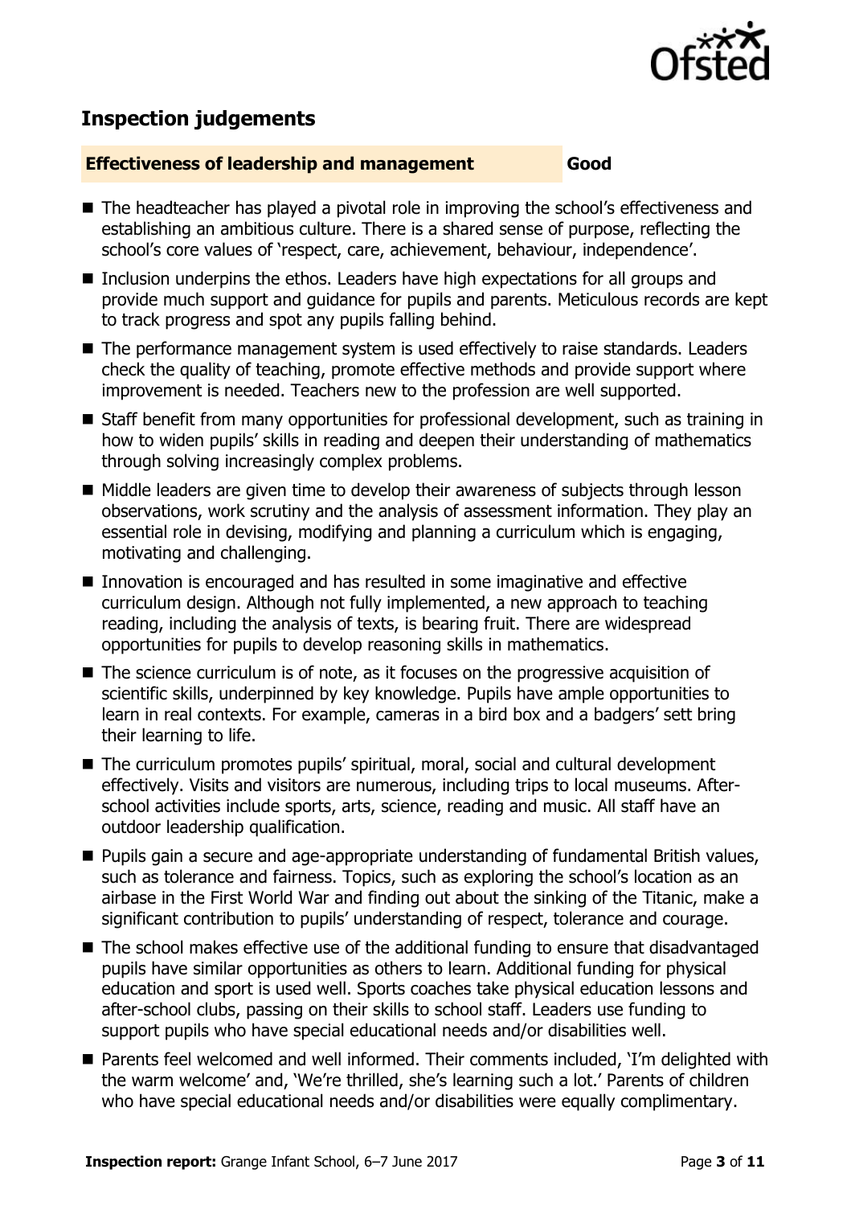## Inspection judgements

**Effectiveness of leadership and management** **Good**

- The headteacher has played a pivotal role in improving the school's effectiveness and establishing an ambitious culture. There is a shared sense of purpose, reflecting the school's core values of 'respect, care, achievement, behaviour, independence'.
- Inclusion underpins the ethos. Leaders have high expectations for all groups and provide much support and guidance for pupils and parents. Meticulous records are kept to track progress and spot any pupils falling behind.
- The performance management system is used effectively to raise standards. Leaders check the quality of teaching, promote effective methods and provide support where improvement is needed. Teachers new to the profession are well supported.
- Staff benefit from many opportunities for professional development, such as training in how to widen pupils' skills in reading and deepen their understanding of mathematics through solving increasingly complex problems.
- Middle leaders are given time to develop their awareness of subjects through lesson observations, work scrutiny and the analysis of assessment information. They play an essential role in devising, modifying and planning a curriculum which is engaging, motivating and challenging.
- Innovation is encouraged and has resulted in some imaginative and effective curriculum design. Although not fully implemented, a new approach to teaching reading, including the analysis of texts, is bearing fruit. There are widespread opportunities for pupils to develop reasoning skills in mathematics.
- The science curriculum is of note, as it focuses on the progressive acquisition of scientific skills, underpinned by key knowledge. Pupils have ample opportunities to learn in real contexts. For example, cameras in a bird box and a badgers' sett bring their learning to life.
- The curriculum promotes pupils' spiritual, moral, social and cultural development effectively. Visits and visitors are numerous, including trips to local museums. After-school activities include sports, arts, science, reading and music. All staff have an outdoor leadership qualification.
- Pupils gain a secure and age-appropriate understanding of fundamental British values, such as tolerance and fairness. Topics, such as exploring the school's location as an airbase in the First World War and finding out about the sinking of the Titanic, make a significant contribution to pupils' understanding of respect, tolerance and courage.
- The school makes effective use of the additional funding to ensure that disadvantaged pupils have similar opportunities as others to learn. Additional funding for physical education and sport is used well. Sports coaches take physical education lessons and after-school clubs, passing on their skills to school staff. Leaders use funding to support pupils who have special educational needs and/or disabilities well.
- Parents feel welcomed and well informed. Their comments included, 'I'm delighted with the warm welcome' and, 'We're thrilled, she's learning such a lot.' Parents of children who have special educational needs and/or disabilities were equally complimentary.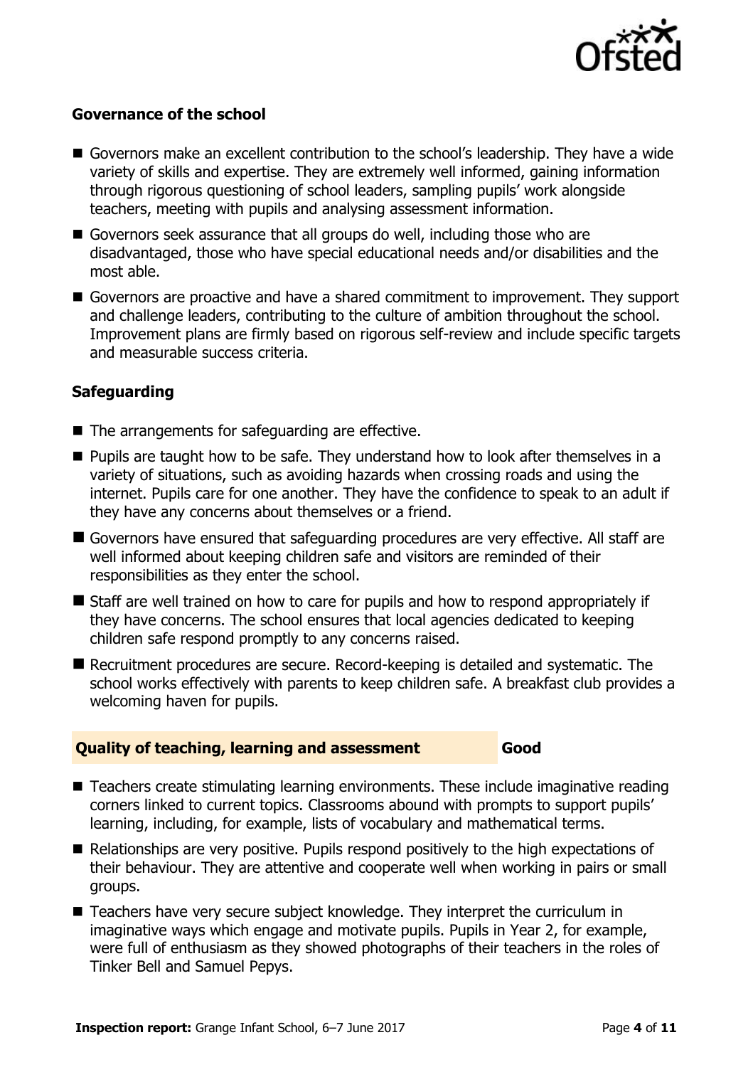### Governance of the school

- Governors make an excellent contribution to the school's leadership. They have a wide variety of skills and expertise. They are extremely well informed, gaining information through rigorous questioning of school leaders, sampling pupils' work alongside teachers, meeting with pupils and analysing assessment information.
- Governors seek assurance that all groups do well, including those who are disadvantaged, those who have special educational needs and/or disabilities and the most able.
- Governors are proactive and have a shared commitment to improvement. They support and challenge leaders, contributing to the culture of ambition throughout the school. Improvement plans are firmly based on rigorous self-review and include specific targets and measurable success criteria.

### Safeguarding

- The arrangements for safeguarding are effective.
- Pupils are taught how to be safe. They understand how to look after themselves in a variety of situations, such as avoiding hazards when crossing roads and using the internet. Pupils care for one another. They have the confidence to speak to an adult if they have any concerns about themselves or a friend.
- Governors have ensured that safeguarding procedures are very effective. All staff are well informed about keeping children safe and visitors are reminded of their responsibilities as they enter the school.
- Staff are well trained on how to care for pupils and how to respond appropriately if they have concerns. The school ensures that local agencies dedicated to keeping children safe respond promptly to any concerns raised.
- Recruitment procedures are secure. Record-keeping is detailed and systematic. The school works effectively with parents to keep children safe. A breakfast club provides a welcoming haven for pupils.

## Quality of teaching, learning and assessment — Good

- Teachers create stimulating learning environments. These include imaginative reading corners linked to current topics. Classrooms abound with prompts to support pupils' learning, including, for example, lists of vocabulary and mathematical terms.
- Relationships are very positive. Pupils respond positively to the high expectations of their behaviour. They are attentive and cooperate well when working in pairs or small groups.
- Teachers have very secure subject knowledge. They interpret the curriculum in imaginative ways which engage and motivate pupils. Pupils in Year 2, for example, were full of enthusiasm as they showed photographs of their teachers in the roles of Tinker Bell and Samuel Pepys.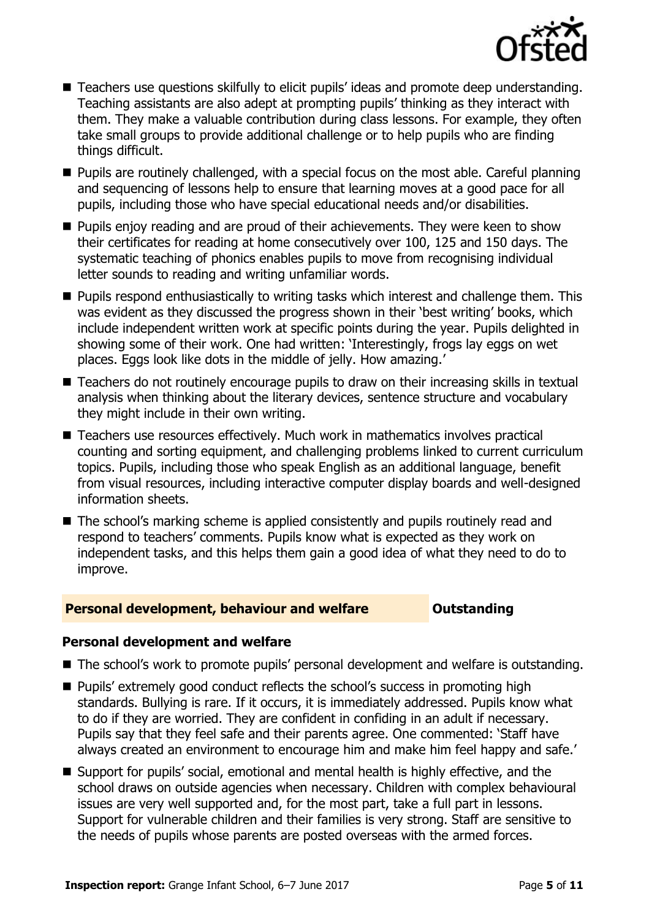- Teachers use questions skilfully to elicit pupils' ideas and promote deep understanding. Teaching assistants are also adept at prompting pupils' thinking as they interact with them. They make a valuable contribution during class lessons. For example, they often take small groups to provide additional challenge or to help pupils who are finding things difficult.
- Pupils are routinely challenged, with a special focus on the most able. Careful planning and sequencing of lessons help to ensure that learning moves at a good pace for all pupils, including those who have special educational needs and/or disabilities.
- Pupils enjoy reading and are proud of their achievements. They were keen to show their certificates for reading at home consecutively over 100, 125 and 150 days. The systematic teaching of phonics enables pupils to move from recognising individual letter sounds to reading and writing unfamiliar words.
- Pupils respond enthusiastically to writing tasks which interest and challenge them. This was evident as they discussed the progress shown in their 'best writing' books, which include independent written work at specific points during the year. Pupils delighted in showing some of their work. One had written: 'Interestingly, frogs lay eggs on wet places. Eggs look like dots in the middle of jelly. How amazing.'
- Teachers do not routinely encourage pupils to draw on their increasing skills in textual analysis when thinking about the literary devices, sentence structure and vocabulary they might include in their own writing.
- Teachers use resources effectively. Much work in mathematics involves practical counting and sorting equipment, and challenging problems linked to current curriculum topics. Pupils, including those who speak English as an additional language, benefit from visual resources, including interactive computer display boards and well-designed information sheets.
- The school's marking scheme is applied consistently and pupils routinely read and respond to teachers' comments. Pupils know what is expected as they work on independent tasks, and this helps them gain a good idea of what they need to do to improve.

## Personal development, behaviour and welfare — Outstanding

### Personal development and welfare

- The school's work to promote pupils' personal development and welfare is outstanding.
- Pupils' extremely good conduct reflects the school's success in promoting high standards. Bullying is rare. If it occurs, it is immediately addressed. Pupils know what to do if they are worried. They are confident in confiding in an adult if necessary. Pupils say that they feel safe and their parents agree. One commented: 'Staff have always created an environment to encourage him and make him feel happy and safe.'
- Support for pupils' social, emotional and mental health is highly effective, and the school draws on outside agencies when necessary. Children with complex behavioural issues are very well supported and, for the most part, take a full part in lessons. Support for vulnerable children and their families is very strong. Staff are sensitive to the needs of pupils whose parents are posted overseas with the armed forces.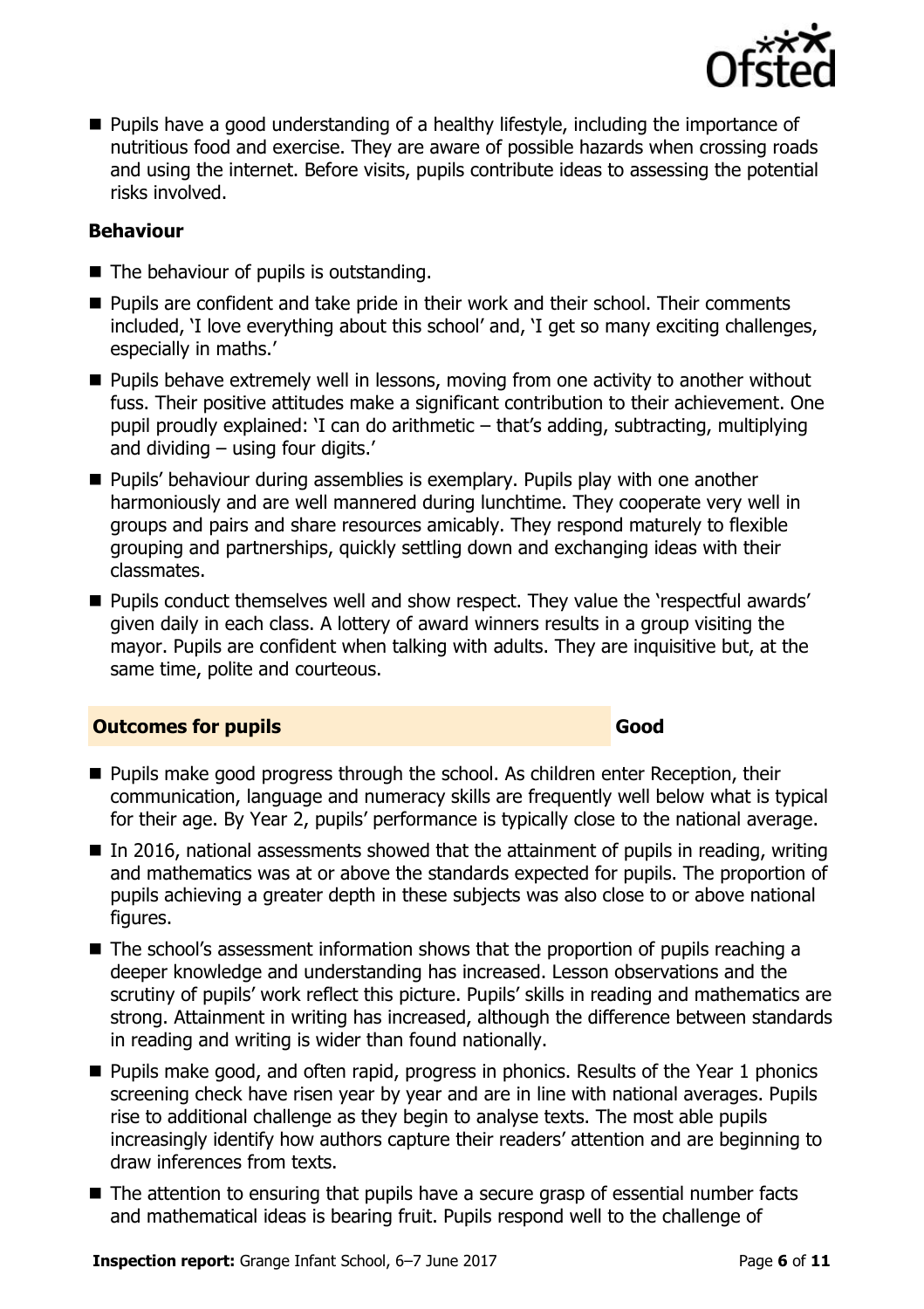- Pupils have a good understanding of a healthy lifestyle, including the importance of nutritious food and exercise. They are aware of possible hazards when crossing roads and using the internet. Before visits, pupils contribute ideas to assessing the potential risks involved.

### Behaviour

- The behaviour of pupils is outstanding.
- Pupils are confident and take pride in their work and their school. Their comments included, 'I love everything about this school' and, 'I get so many exciting challenges, especially in maths.'
- Pupils behave extremely well in lessons, moving from one activity to another without fuss. Their positive attitudes make a significant contribution to their achievement. One pupil proudly explained: 'I can do arithmetic – that's adding, subtracting, multiplying and dividing – using four digits.'
- Pupils' behaviour during assemblies is exemplary. Pupils play with one another harmoniously and are well mannered during lunchtime. They cooperate very well in groups and pairs and share resources amicably. They respond maturely to flexible grouping and partnerships, quickly settling down and exchanging ideas with their classmates.
- Pupils conduct themselves well and show respect. They value the 'respectful awards' given daily in each class. A lottery of award winners results in a group visiting the mayor. Pupils are confident when talking with adults. They are inquisitive but, at the same time, polite and courteous.

## Outcomes for pupils — Good

- Pupils make good progress through the school. As children enter Reception, their communication, language and numeracy skills are frequently well below what is typical for their age. By Year 2, pupils' performance is typically close to the national average.
- In 2016, national assessments showed that the attainment of pupils in reading, writing and mathematics was at or above the standards expected for pupils. The proportion of pupils achieving a greater depth in these subjects was also close to or above national figures.
- The school's assessment information shows that the proportion of pupils reaching a deeper knowledge and understanding has increased. Lesson observations and the scrutiny of pupils' work reflect this picture. Pupils' skills in reading and mathematics are strong. Attainment in writing has increased, although the difference between standards in reading and writing is wider than found nationally.
- Pupils make good, and often rapid, progress in phonics. Results of the Year 1 phonics screening check have risen year by year and are in line with national averages. Pupils rise to additional challenge as they begin to analyse texts. The most able pupils increasingly identify how authors capture their readers' attention and are beginning to draw inferences from texts.
- The attention to ensuring that pupils have a secure grasp of essential number facts and mathematical ideas is bearing fruit. Pupils respond well to the challenge of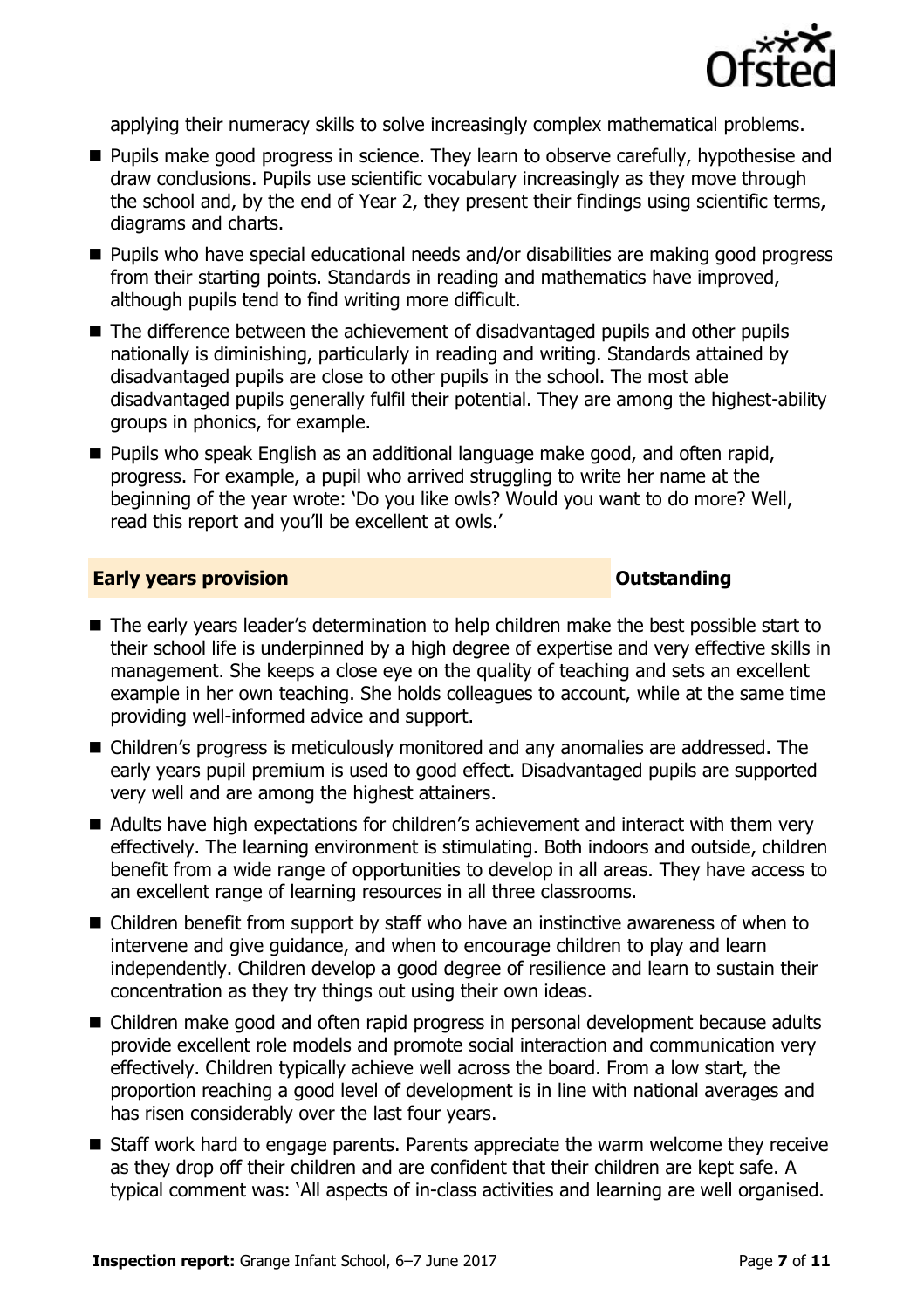applying their numeracy skills to solve increasingly complex mathematical problems.

- Pupils make good progress in science. They learn to observe carefully, hypothesise and draw conclusions. Pupils use scientific vocabulary increasingly as they move through the school and, by the end of Year 2, they present their findings using scientific terms, diagrams and charts.
- Pupils who have special educational needs and/or disabilities are making good progress from their starting points. Standards in reading and mathematics have improved, although pupils tend to find writing more difficult.
- The difference between the achievement of disadvantaged pupils and other pupils nationally is diminishing, particularly in reading and writing. Standards attained by disadvantaged pupils are close to other pupils in the school. The most able disadvantaged pupils generally fulfil their potential. They are among the highest-ability groups in phonics, for example.
- Pupils who speak English as an additional language make good, and often rapid, progress. For example, a pupil who arrived struggling to write her name at the beginning of the year wrote: 'Do you like owls? Would you want to do more? Well, read this report and you'll be excellent at owls.'

## Early years provision — Outstanding

- The early years leader's determination to help children make the best possible start to their school life is underpinned by a high degree of expertise and very effective skills in management. She keeps a close eye on the quality of teaching and sets an excellent example in her own teaching. She holds colleagues to account, while at the same time providing well-informed advice and support.
- Children's progress is meticulously monitored and any anomalies are addressed. The early years pupil premium is used to good effect. Disadvantaged pupils are supported very well and are among the highest attainers.
- Adults have high expectations for children's achievement and interact with them very effectively. The learning environment is stimulating. Both indoors and outside, children benefit from a wide range of opportunities to develop in all areas. They have access to an excellent range of learning resources in all three classrooms.
- Children benefit from support by staff who have an instinctive awareness of when to intervene and give guidance, and when to encourage children to play and learn independently. Children develop a good degree of resilience and learn to sustain their concentration as they try things out using their own ideas.
- Children make good and often rapid progress in personal development because adults provide excellent role models and promote social interaction and communication very effectively. Children typically achieve well across the board. From a low start, the proportion reaching a good level of development is in line with national averages and has risen considerably over the last four years.
- Staff work hard to engage parents. Parents appreciate the warm welcome they receive as they drop off their children and are confident that their children are kept safe. A typical comment was: 'All aspects of in-class activities and learning are well organised.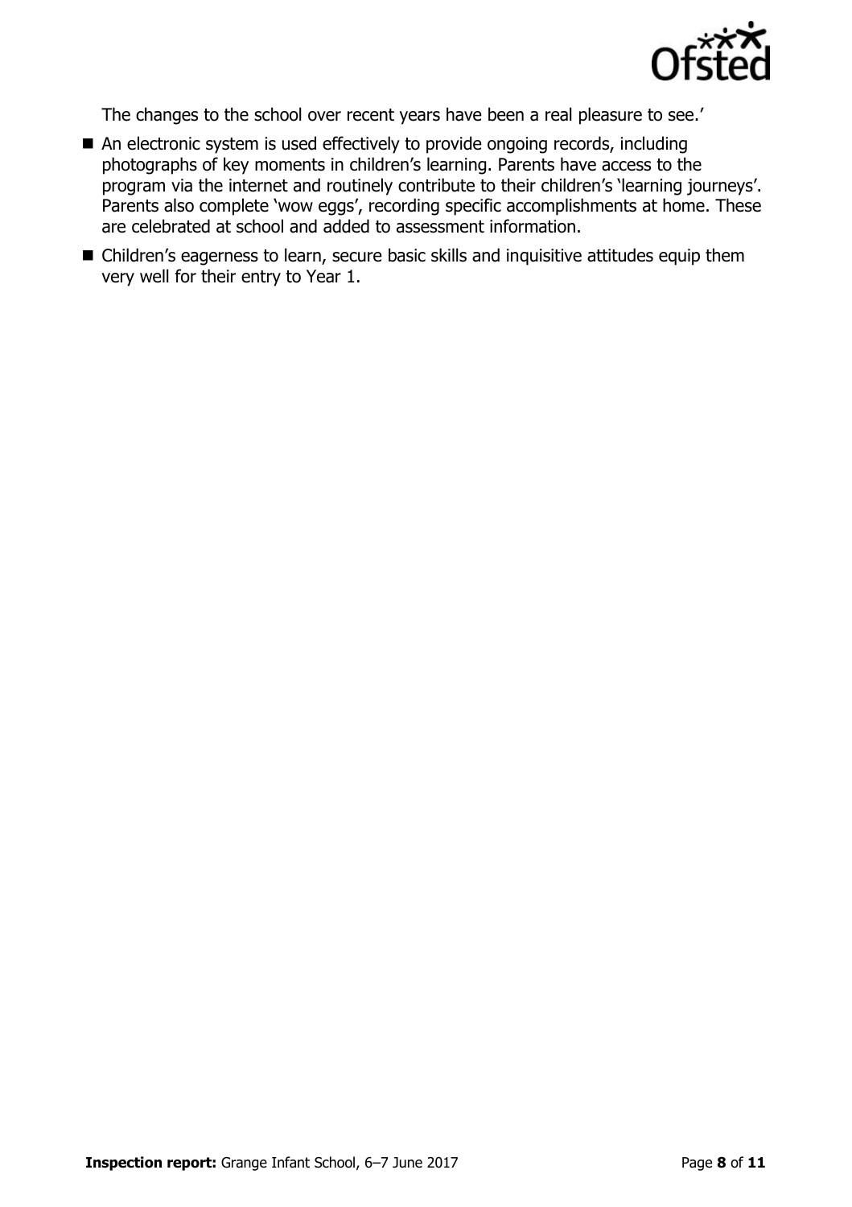The changes to the school over recent years have been a real pleasure to see.'

- An electronic system is used effectively to provide ongoing records, including photographs of key moments in children's learning. Parents have access to the program via the internet and routinely contribute to their children's 'learning journeys'. Parents also complete 'wow eggs', recording specific accomplishments at home. These are celebrated at school and added to assessment information.
- Children's eagerness to learn, secure basic skills and inquisitive attitudes equip them very well for their entry to Year 1.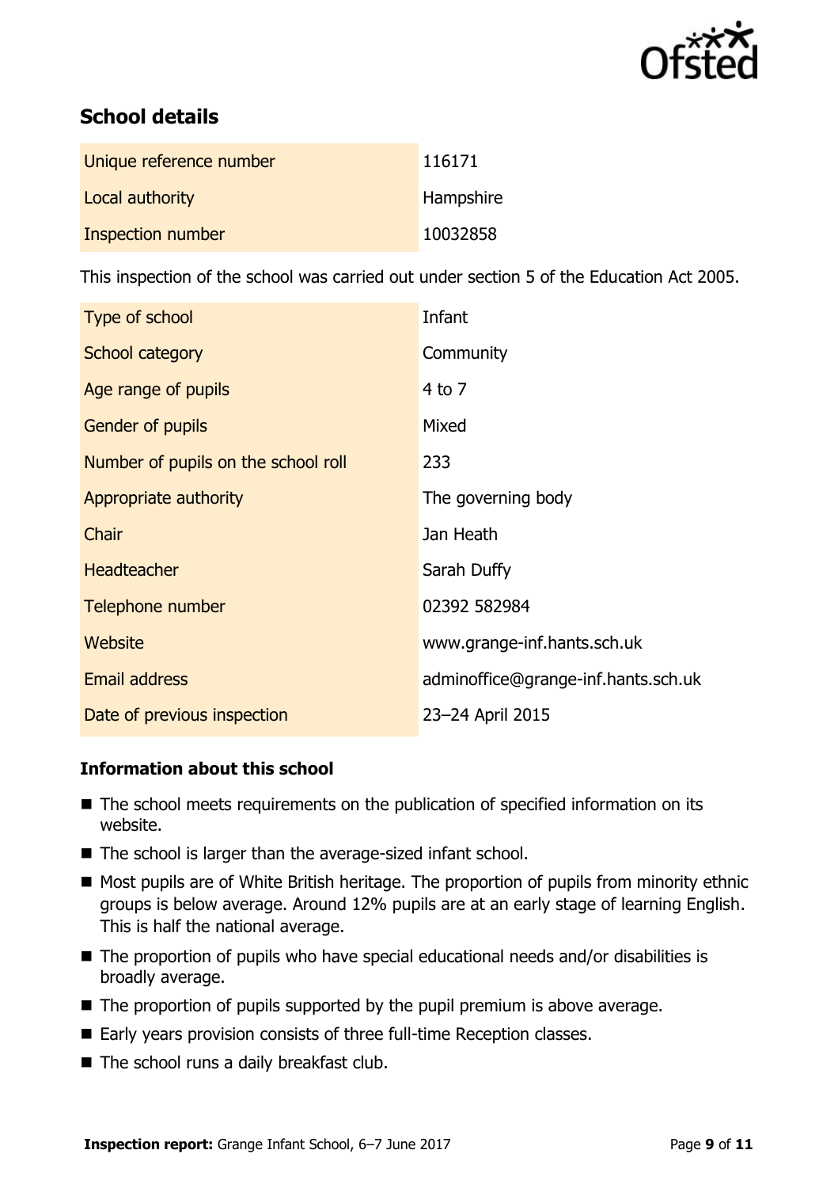## School details

| Unique reference number | 116171 |
| --- | --- |
| Local authority | Hampshire |
| Inspection number | 10032858 |

This inspection of the school was carried out under section 5 of the Education Act 2005.

| Type of school | Infant |
| --- | --- |
| School category | Community |
| Age range of pupils | 4 to 7 |
| Gender of pupils | Mixed |
| Number of pupils on the school roll | 233 |
| Appropriate authority | The governing body |
| Chair | Jan Heath |
| Headteacher | Sarah Duffy |
| Telephone number | 02392 582984 |
| Website | www.grange-inf.hants.sch.uk |
| Email address | adminoffice@grange-inf.hants.sch.uk |
| Date of previous inspection | 23–24 April 2015 |

### Information about this school

- The school meets requirements on the publication of specified information on its website.
- The school is larger than the average-sized infant school.
- Most pupils are of White British heritage. The proportion of pupils from minority ethnic groups is below average. Around 12% pupils are at an early stage of learning English. This is half the national average.
- The proportion of pupils who have special educational needs and/or disabilities is broadly average.
- The proportion of pupils supported by the pupil premium is above average.
- Early years provision consists of three full-time Reception classes.
- The school runs a daily breakfast club.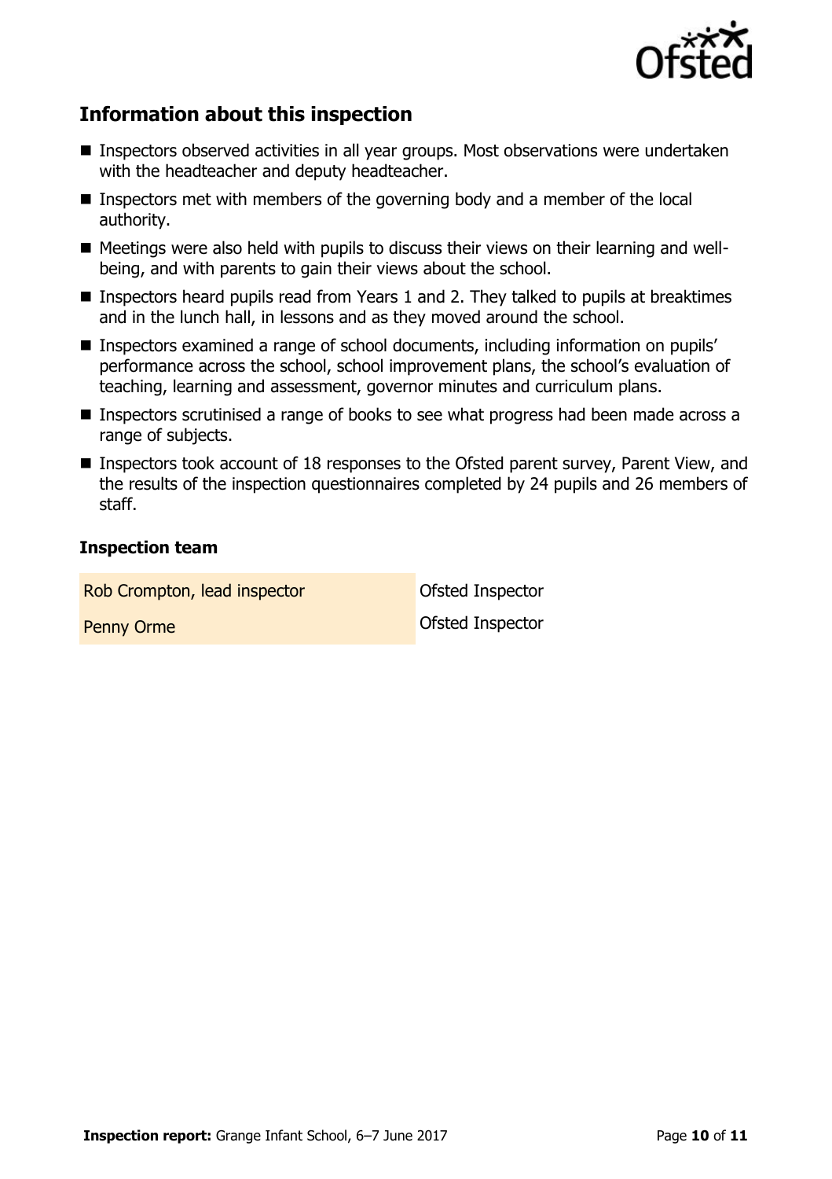## Information about this inspection

- Inspectors observed activities in all year groups. Most observations were undertaken with the headteacher and deputy headteacher.
- Inspectors met with members of the governing body and a member of the local authority.
- Meetings were also held with pupils to discuss their views on their learning and well-being, and with parents to gain their views about the school.
- Inspectors heard pupils read from Years 1 and 2. They talked to pupils at breaktimes and in the lunch hall, in lessons and as they moved around the school.
- Inspectors examined a range of school documents, including information on pupils' performance across the school, school improvement plans, the school's evaluation of teaching, learning and assessment, governor minutes and curriculum plans.
- Inspectors scrutinised a range of books to see what progress had been made across a range of subjects.
- Inspectors took account of 18 responses to the Ofsted parent survey, Parent View, and the results of the inspection questionnaires completed by 24 pupils and 26 members of staff.

### Inspection team

| | |
|---|---|
| Rob Crompton, lead inspector | Ofsted Inspector |
| Penny Orme | Ofsted Inspector |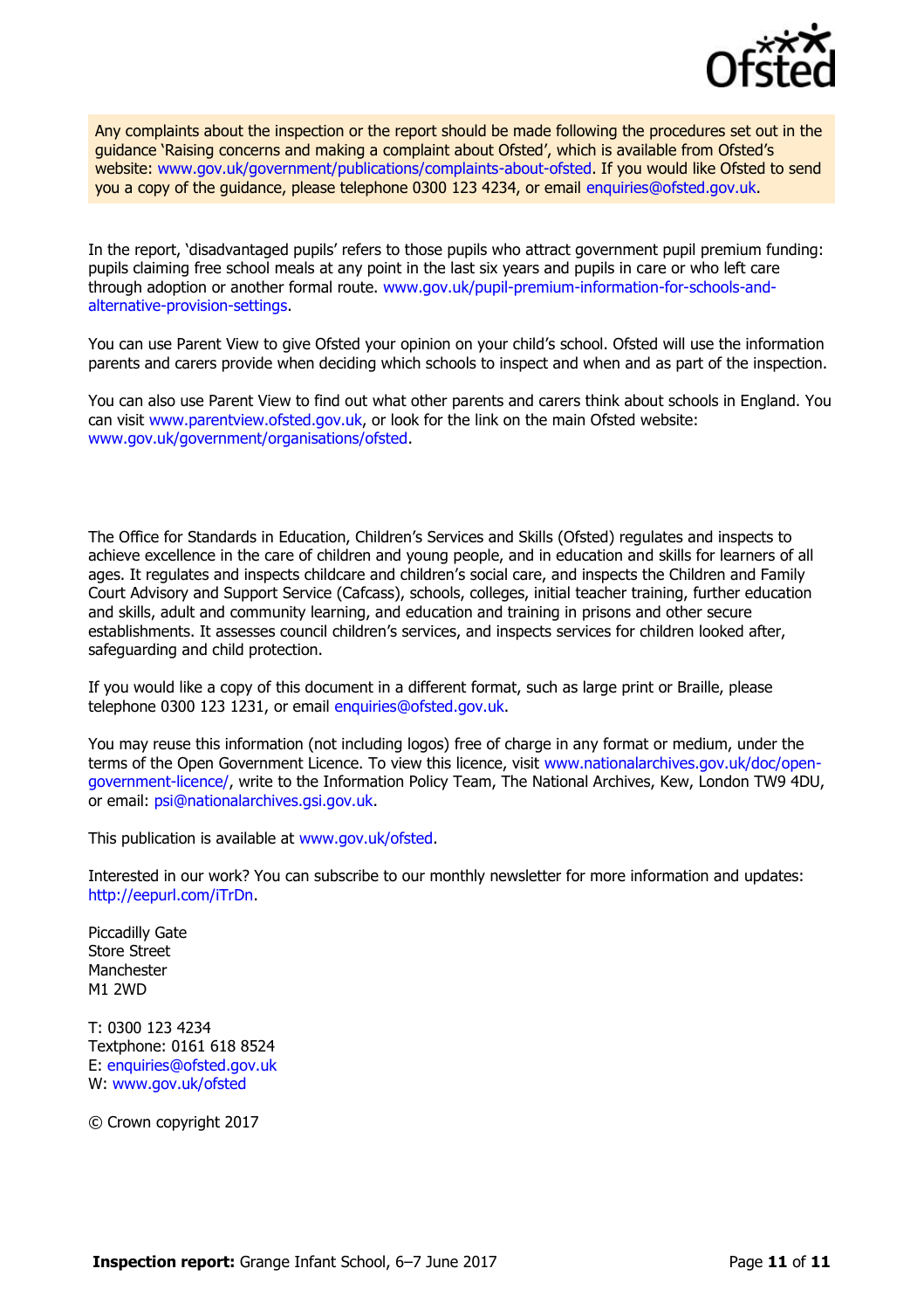Any complaints about the inspection or the report should be made following the procedures set out in the guidance 'Raising concerns and making a complaint about Ofsted', which is available from Ofsted's website: www.gov.uk/government/publications/complaints-about-ofsted. If you would like Ofsted to send you a copy of the guidance, please telephone 0300 123 4234, or email enquiries@ofsted.gov.uk.

In the report, 'disadvantaged pupils' refers to those pupils who attract government pupil premium funding: pupils claiming free school meals at any point in the last six years and pupils in care or who left care through adoption or another formal route. www.gov.uk/pupil-premium-information-for-schools-and-alternative-provision-settings.

You can use Parent View to give Ofsted your opinion on your child's school. Ofsted will use the information parents and carers provide when deciding which schools to inspect and when and as part of the inspection.

You can also use Parent View to find out what other parents and carers think about schools in England. You can visit www.parentview.ofsted.gov.uk, or look for the link on the main Ofsted website: www.gov.uk/government/organisations/ofsted.

The Office for Standards in Education, Children's Services and Skills (Ofsted) regulates and inspects to achieve excellence in the care of children and young people, and in education and skills for learners of all ages. It regulates and inspects childcare and children's social care, and inspects the Children and Family Court Advisory and Support Service (Cafcass), schools, colleges, initial teacher training, further education and skills, adult and community learning, and education and training in prisons and other secure establishments. It assesses council children's services, and inspects services for children looked after, safeguarding and child protection.

If you would like a copy of this document in a different format, such as large print or Braille, please telephone 0300 123 1231, or email enquiries@ofsted.gov.uk.

You may reuse this information (not including logos) free of charge in any format or medium, under the terms of the Open Government Licence. To view this licence, visit www.nationalarchives.gov.uk/doc/open-government-licence/, write to the Information Policy Team, The National Archives, Kew, London TW9 4DU, or email: psi@nationalarchives.gsi.gov.uk.

This publication is available at www.gov.uk/ofsted.

Interested in our work? You can subscribe to our monthly newsletter for more information and updates: http://eepurl.com/iTrDn.

Piccadilly Gate
Store Street
Manchester
M1 2WD

T: 0300 123 4234
Textphone: 0161 618 8524
E: enquiries@ofsted.gov.uk
W: www.gov.uk/ofsted

© Crown copyright 2017